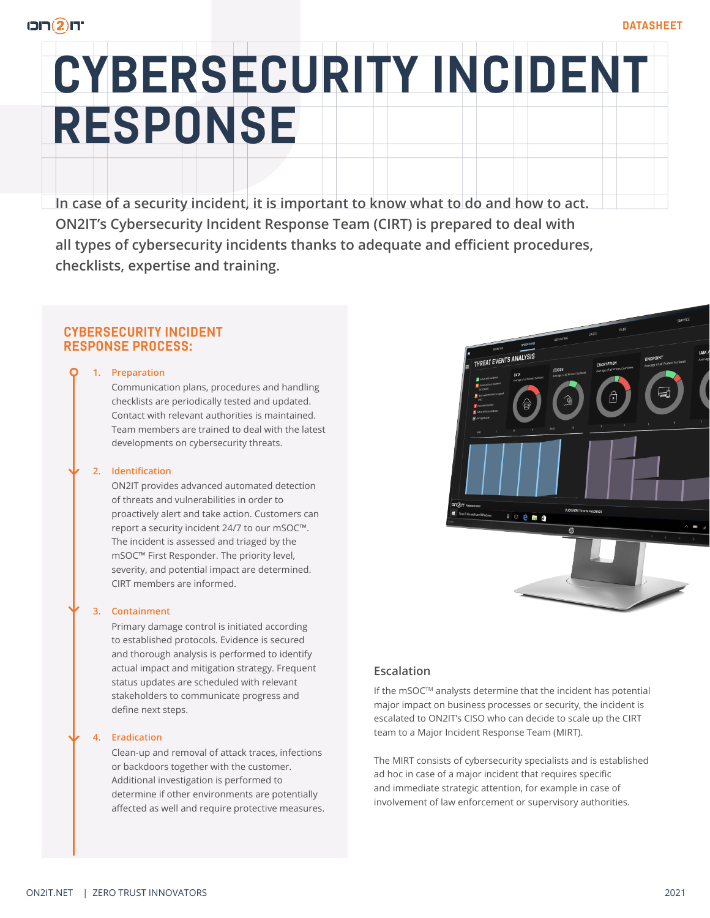DATASHEET

# CYBERSECURITY INCIDENT RESPONSE

In case of a security incident, it is important to know what to do and how to act. ON2IT's Cybersecurity Incident Response Team (CIRT) is prepared to deal with all types of cybersecurity incidents thanks to adequate and efficient procedures, checklists, expertise and training.

## CYBERSECURITY INCIDENT RESPONSE PROCESS:

1. **Preparation**
   Communication plans, procedures and handling checklists are periodically tested and updated. Contact with relevant authorities is maintained. Team members are trained to deal with the latest developments on cybersecurity threats.

2. **Identification**
   ON2IT provides advanced automated detection of threats and vulnerabilities in order to proactively alert and take action. Customers can report a security incident 24/7 to our mSOC™. The incident is assessed and triaged by the mSOC™ First Responder. The priority level, severity, and potential impact are determined. CIRT members are informed.

3. **Containment**
   Primary damage control is initiated according to established protocols. Evidence is secured and thorough analysis is performed to identify actual impact and mitigation strategy. Frequent status updates are scheduled with relevant stakeholders to communicate progress and define next steps.

4. **Eradication**
   Clean-up and removal of attack traces, infections or backdoors together with the customer. Additional investigation is performed to determine if other environments are potentially affected as well and require protective measures.

### Escalation

If the mSOC™ analysts determine that the incident has potential major impact on business processes or security, the incident is escalated to ON2IT's CISO who can decide to scale up the CIRT team to a Major Incident Response Team (MIRT).

The MIRT consists of cybersecurity specialists and is established ad hoc in case of a major incident that requires specific and immediate strategic attention, for example in case of involvement of law enforcement or supervisory authorities.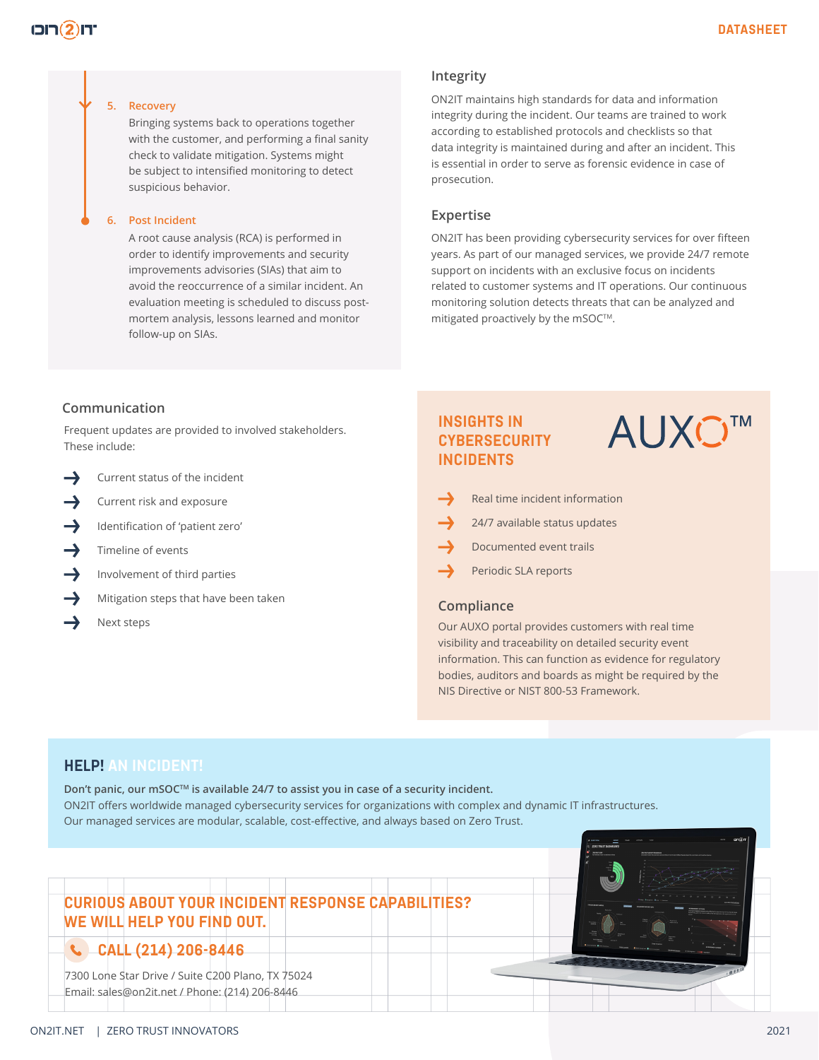5. **Recovery**
   Bringing systems back to operations together with the customer, and performing a final sanity check to validate mitigation. Systems might be subject to intensified monitoring to detect suspicious behavior.

6. **Post Incident**
   A root cause analysis (RCA) is performed in order to identify improvements and security improvements advisories (SIAs) that aim to avoid the reoccurrence of a similar incident. An evaluation meeting is scheduled to discuss post-mortem analysis, lessons learned and monitor follow-up on SIAs.

## Integrity

ON2IT maintains high standards for data and information integrity during the incident. Our teams are trained to work according to established protocols and checklists so that data integrity is maintained during and after an incident. This is essential in order to serve as forensic evidence in case of prosecution.

## Expertise

ON2IT has been providing cybersecurity services for over fifteen years. As part of our managed services, we provide 24/7 remote support on incidents with an exclusive focus on incidents related to customer systems and IT operations. Our continuous monitoring solution detects threats that can be analyzed and mitigated proactively by the mSOC™.

## Communication

Frequent updates are provided to involved stakeholders. These include:

- Current status of the incident
- Current risk and exposure
- Identification of 'patient zero'
- Timeline of events
- Involvement of third parties
- Mitigation steps that have been taken
- Next steps

## INSIGHTS IN CYBERSECURITY INCIDENTS

AUXO™

- Real time incident information
- 24/7 available status updates
- Documented event trails
- Periodic SLA reports

## Compliance

Our AUXO portal provides customers with real time visibility and traceability on detailed security event information. This can function as evidence for regulatory bodies, auditors and boards as might be required by the NIS Directive or NIST 800-53 Framework.

## HELP! AN INCIDENT!

**Don't panic, our mSOC™ is available 24/7 to assist you in case of a security incident.**
ON2IT offers worldwide managed cybersecurity services for organizations with complex and dynamic IT infrastructures. Our managed services are modular, scalable, cost-effective, and always based on Zero Trust.

## CURIOUS ABOUT YOUR INCIDENT RESPONSE CAPABILITIES? WE WILL HELP YOU FIND OUT.

**CALL (214) 206-8446**

7300 Lone Star Drive / Suite C200 Plano, TX 75024
Email: sales@on2it.net / Phone: (214) 206-8446